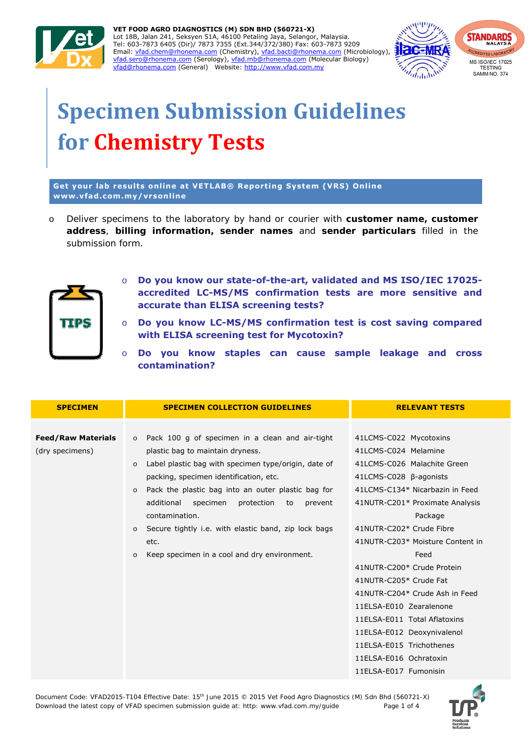**VET FOOD AGRO DIAGNOSTICS (M) SDN BHD (560721-X)**
Lot 18B, Jalan 241, Seksyen 51A, 46100 Petaling Jaya, Selangor, Malaysia.
Tel: 603-7873 6405 (Dir)/ 7873 7355 (Ext.344/372/380) Fax: 603-7873 9209
Email: vfad.chem@rhonema.com (Chemistry), vfad.bacti@rhonema.com (Microbiology), vfad.sero@rhonema.com (Serology), vfad.mb@rhonema.com (Molecular Biology) vfad@rhonema.com (General) Website: http://www.vfad.com.my

MS ISO/IEC 17025 TESTING SAMM NO. 374

# Specimen Submission Guidelines for Chemistry Tests

**Get your lab results online at VETLAB® Reporting System (VRS) Online www.vfad.com.my/vrsonline**

- Deliver specimens to the laboratory by hand or courier with **customer name, customer address**, **billing information, sender names** and **sender particulars** filled in the submission form.

TIPS

- **Do you know our state-of-the-art, validated and MS ISO/IEC 17025-accredited LC-MS/MS confirmation tests are more sensitive and accurate than ELISA screening tests?**
- **Do you know LC-MS/MS confirmation test is cost saving compared with ELISA screening test for Mycotoxin?**
- **Do you know staples can cause sample leakage and cross contamination?**

| SPECIMEN | SPECIMEN COLLECTION GUIDELINES | RELEVANT TESTS |
|---|---|---|
| **Feed/Raw Materials** (dry specimens) | o Pack 100 g of specimen in a clean and air-tight plastic bag to maintain dryness.<br>o Label plastic bag with specimen type/origin, date of packing, specimen identification, etc.<br>o Pack the plastic bag into an outer plastic bag for additional specimen protection to prevent contamination.<br>o Secure tightly i.e. with elastic band, zip lock bags etc.<br>o Keep specimen in a cool and dry environment. | 41LCMS-C022 Mycotoxins<br>41LCMS-C024 Melamine<br>41LCMS-C026 Malachite Green<br>41LCMS-C028 β-agonists<br>41LCMS-C134* Nicarbazin in Feed<br>41NUTR-C201* Proximate Analysis Package<br>41NUTR-C202* Crude Fibre<br>41NUTR-C203* Moisture Content in Feed<br>41NUTR-C200* Crude Protein<br>41NUTR-C205* Crude Fat<br>41NUTR-C204* Crude Ash in Feed<br>11ELSA-E010 Zearalenone<br>11ELSA-E011 Total Aflatoxins<br>11ELSA-E012 Deoxynivalenol<br>11ELSA-E015 Trichothenes<br>11ELSA-E016 Ochratoxin<br>11ELSA-E017 Fumonisin |

Document Code: VFAD2015-T104 Effective Date: 15th June 2015 © 2015 Vet Food Agro Diagnostics (M) Sdn Bhd (560721-X)
Download the latest copy of VFAD specimen submission guide at: http: www.vfad.com.my/guide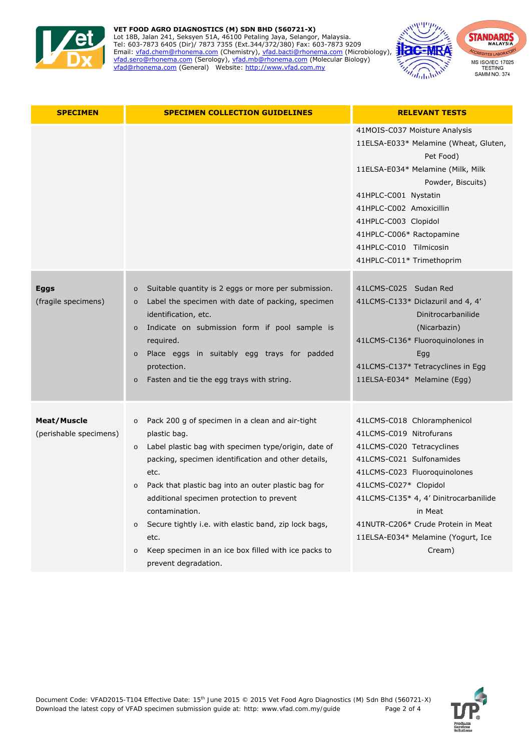**VET FOOD AGRO DIAGNOSTICS (M) SDN BHD (560721-X)**
Lot 18B, Jalan 241, Seksyen 51A, 46100 Petaling Jaya, Selangor, Malaysia.
Tel: 603-7873 6405 (Dir)/ 7873 7355 (Ext.344/372/380) Fax: 603-7873 9209
Email: vfad.chem@rhonema.com (Chemistry), vfad.bacti@rhonema.com (Microbiology), vfad.sero@rhonema.com (Serology), vfad.mb@rhonema.com (Molecular Biology) vfad@rhonema.com (General) Website: http://www.vfad.com.my

MS ISO/IEC 17025 TESTING SAMM NO. 374

| SPECIMEN | SPECIMEN COLLECTION GUIDELINES | RELEVANT TESTS |
|---|---|---|
| | | 41MOIS-C037 Moisture Analysis<br>11ELSA-E033* Melamine (Wheat, Gluten, Pet Food)<br>11ELSA-E034* Melamine (Milk, Milk Powder, Biscuits)<br>41HPLC-C001 Nystatin<br>41HPLC-C002 Amoxicillin<br>41HPLC-C003 Clopidol<br>41HPLC-C006* Ractopamine<br>41HPLC-C010 Tilmicosin<br>41HPLC-C011* Trimethoprim |
| **Eggs**<br>(fragile specimens) | o Suitable quantity is 2 eggs or more per submission.<br>o Label the specimen with date of packing, specimen identification, etc.<br>o Indicate on submission form if pool sample is required.<br>o Place eggs in suitably egg trays for padded protection.<br>o Fasten and tie the egg trays with string. | 41LCMS-C025 Sudan Red<br>41LCMS-C133* Diclazuril and 4, 4' Dinitrocarbanilide (Nicarbazin)<br>41LCMS-C136* Fluoroquinolones in Egg<br>41LCMS-C137* Tetracyclines in Egg<br>11ELSA-E034* Melamine (Egg) |
| **Meat/Muscle**<br>(perishable specimens) | o Pack 200 g of specimen in a clean and air-tight plastic bag.<br>o Label plastic bag with specimen type/origin, date of packing, specimen identification and other details, etc.<br>o Pack that plastic bag into an outer plastic bag for additional specimen protection to prevent contamination.<br>o Secure tightly i.e. with elastic band, zip lock bags, etc.<br>o Keep specimen in an ice box filled with ice packs to prevent degradation. | 41LCMS-C018 Chloramphenicol<br>41LCMS-C019 Nitrofurans<br>41LCMS-C020 Tetracyclines<br>41LCMS-C021 Sulfonamides<br>41LCMS-C023 Fluoroquinolones<br>41LCMS-C027* Clopidol<br>41LCMS-C135* 4, 4' Dinitrocarbanilide in Meat<br>41NUTR-C206* Crude Protein in Meat<br>11ELSA-E034* Melamine (Yogurt, Ice Cream) |

Document Code: VFAD2015-T104 Effective Date: 15th June 2015 © 2015 Vet Food Agro Diagnostics (M) Sdn Bhd (560721-X)
Download the latest copy of VFAD specimen submission guide at: http: www.vfad.com.my/guide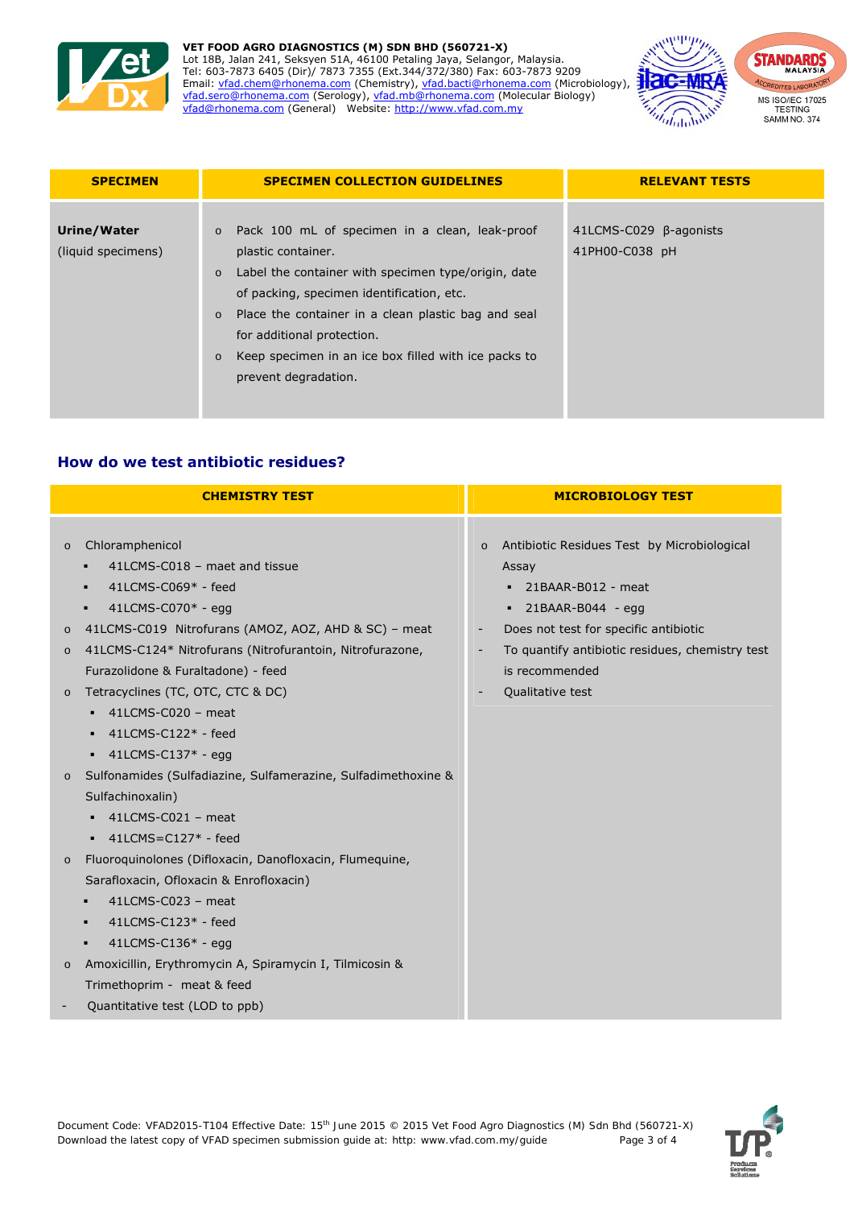| SPECIMEN | SPECIMEN COLLECTION GUIDELINES | RELEVANT TESTS |
|---|---|---|
| **Urine/Water** (liquid specimens) | o Pack 100 mL of specimen in a clean, leak-proof plastic container.<br>o Label the container with specimen type/origin, date of packing, specimen identification, etc.<br>o Place the container in a clean plastic bag and seal for additional protection.<br>o Keep specimen in an ice box filled with ice packs to prevent degradation. | 41LCMS-C029 β-agonists<br>41PH00-C038 pH |

## How do we test antibiotic residues?

| CHEMISTRY TEST | MICROBIOLOGY TEST |
|---|---|
| o Chloramphenicol<br>▪ 41LCMS-C018 – maet and tissue<br>▪ 41LCMS-C069* - feed<br>▪ 41LCMS-C070* - egg<br>o 41LCMS-C019 Nitrofurans (AMOZ, AOZ, AHD & SC) – meat<br>o 41LCMS-C124* Nitrofurans (Nitrofurantoin, Nitrofurazone, Furazolidone & Furaltadone) - feed<br>o Tetracyclines (TC, OTC, CTC & DC)<br>▪ 41LCMS-C020 – meat<br>▪ 41LCMS-C122* - feed<br>▪ 41LCMS-C137* - egg<br>o Sulfonamides (Sulfadiazine, Sulfamerazine, Sulfadimethoxine & Sulfachinoxalin)<br>▪ 41LCMS-C021 – meat<br>▪ 41LCMS=C127* - feed<br>o Fluoroquinolones (Difloxacin, Danofloxacin, Flumequine, Sarafloxacin, Ofloxacin & Enrofloxacin)<br>▪ 41LCMS-C023 – meat<br>▪ 41LCMS-C123* - feed<br>▪ 41LCMS-C136* - egg<br>o Amoxicillin, Erythromycin A, Spiramycin I, Tilmicosin & Trimethoprim - meat & feed<br>- Quantitative test (LOD to ppb) | o Antibiotic Residues Test by Microbiological Assay<br>▪ 21BAAR-B012 - meat<br>▪ 21BAAR-B044 - egg<br>- Does not test for specific antibiotic<br>- To quantify antibiotic residues, chemistry test is recommended<br>- Qualitative test |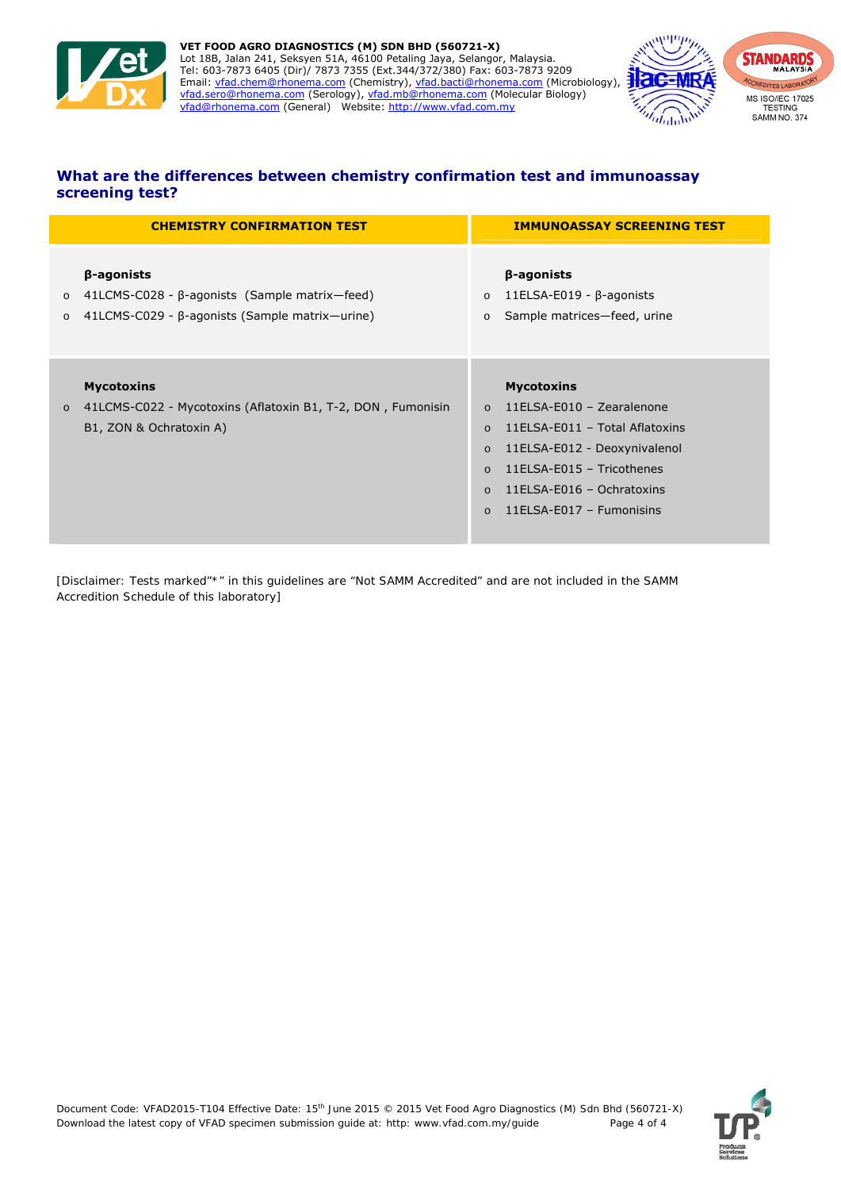### What are the differences between chemistry confirmation test and immunoassay screening test?

| CHEMISTRY CONFIRMATION TEST | IMMUNOASSAY SCREENING TEST |
| --- | --- |
| **β-agonists**<br>o 41LCMS-C028 - β-agonists (Sample matrix—feed)<br>o 41LCMS-C029 - β-agonists (Sample matrix—urine) | **β-agonists**<br>o 11ELSA-E019 - β-agonists<br>o Sample matrices—feed, urine |
| **Mycotoxins**<br>o 41LCMS-C022 - Mycotoxins (Aflatoxin B1, T-2, DON , Fumonisin B1, ZON & Ochratoxin A) | **Mycotoxins**<br>o 11ELSA-E010 – Zearalenone<br>o 11ELSA-E011 – Total Aflatoxins<br>o 11ELSA-E012 - Deoxynivalenol<br>o 11ELSA-E015 – Tricothenes<br>o 11ELSA-E016 – Ochratoxins<br>o 11ELSA-E017 – Fumonisins |

[Disclaimer: Tests marked"*" in this guidelines are "Not SAMM Accredited" and are not included in the SAMM Accreditation Schedule of this laboratory]